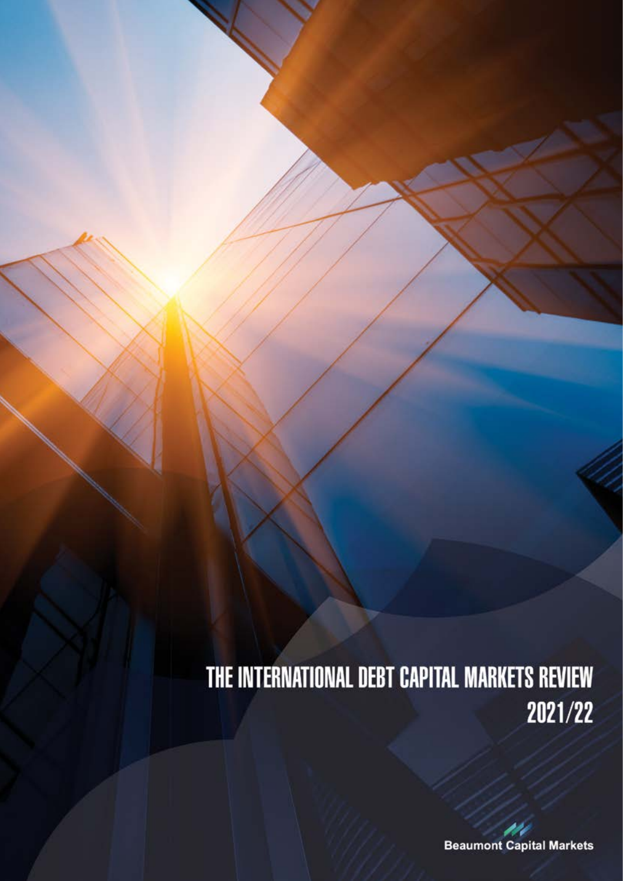# THE INTERNATIONAL DEBT CAPITAL MARKETS REVIEW 2021/22

Beaumont Capital Markets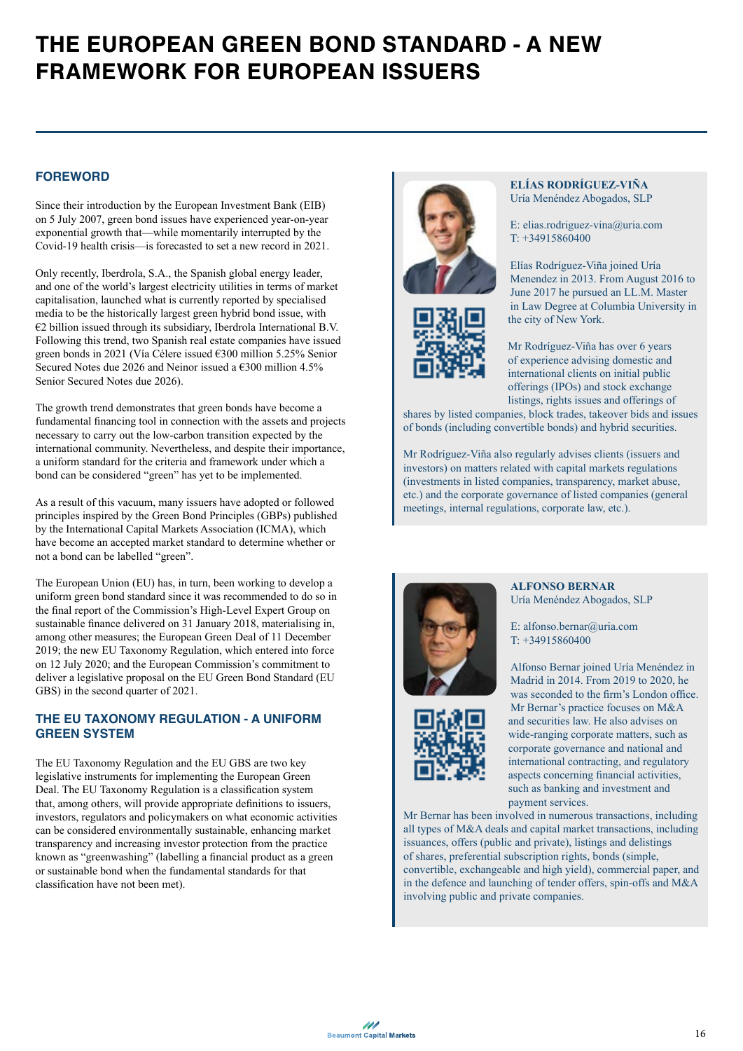# THE EUROPEAN GREEN BOND STANDARD - A NEW FRAMEWORK FOR EUROPEAN ISSUERS

## FOREWORD

Since their introduction by the European Investment Bank (EIB) on 5 July 2007, green bond issues have experienced year-on-year exponential growth that—while momentarily interrupted by the Covid-19 health crisis—is forecasted to set a new record in 2021.

Only recently, Iberdrola, S.A., the Spanish global energy leader, and one of the world's largest electricity utilities in terms of market capitalisation, launched what is currently reported by specialised media to be the historically largest green hybrid bond issue, with €2 billion issued through its subsidiary, Iberdrola International B.V. Following this trend, two Spanish real estate companies have issued green bonds in 2021 (Vía Célere issued €300 million 5.25% Senior Secured Notes due 2026 and Neinor issued a €300 million 4.5% Senior Secured Notes due 2026).

The growth trend demonstrates that green bonds have become a fundamental financing tool in connection with the assets and projects necessary to carry out the low-carbon transition expected by the international community. Nevertheless, and despite their importance, a uniform standard for the criteria and framework under which a bond can be considered "green" has yet to be implemented.

As a result of this vacuum, many issuers have adopted or followed principles inspired by the Green Bond Principles (GBPs) published by the International Capital Markets Association (ICMA), which have become an accepted market standard to determine whether or not a bond can be labelled "green".

The European Union (EU) has, in turn, been working to develop a uniform green bond standard since it was recommended to do so in the final report of the Commission's High-Level Expert Group on sustainable finance delivered on 31 January 2018, materialising in, among other measures; the European Green Deal of 11 December 2019; the new EU Taxonomy Regulation, which entered into force on 12 July 2020; and the European Commission's commitment to deliver a legislative proposal on the EU Green Bond Standard (EU GBS) in the second quarter of 2021.

## THE EU TAXONOMY REGULATION - A UNIFORM GREEN SYSTEM

The EU Taxonomy Regulation and the EU GBS are two key legislative instruments for implementing the European Green Deal. The EU Taxonomy Regulation is a classification system that, among others, will provide appropriate definitions to issuers, investors, regulators and policymakers on what economic activities can be considered environmentally sustainable, enhancing market transparency and increasing investor protection from the practice known as "greenwashing" (labelling a financial product as a green or sustainable bond when the fundamental standards for that classification have not been met).

**ELÍAS RODRÍGUEZ-VIÑA**
Uría Menéndez Abogados, SLP

E: elias.rodriguez-vina@uria.com
T: +34915860400

Elías Rodríguez-Viña joined Uría Menendez in 2013. From August 2016 to June 2017 he pursued an LL.M. Master in Law Degree at Columbia University in the city of New York.

Mr Rodríguez-Viña has over 6 years of experience advising domestic and international clients on initial public offerings (IPOs) and stock exchange listings, rights issues and offerings of shares by listed companies, block trades, takeover bids and issues of bonds (including convertible bonds) and hybrid securities.

Mr Rodríguez-Viña also regularly advises clients (issuers and investors) on matters related with capital markets regulations (investments in listed companies, transparency, market abuse, etc.) and the corporate governance of listed companies (general meetings, internal regulations, corporate law, etc.).

**ALFONSO BERNAR**
Uría Menéndez Abogados, SLP

E: alfonso.bernar@uria.com
T: +34915860400

Alfonso Bernar joined Uría Menéndez in Madrid in 2014. From 2019 to 2020, he was seconded to the firm's London office. Mr Bernar's practice focuses on M&A and securities law. He also advises on wide-ranging corporate matters, such as corporate governance and national and international contracting, and regulatory aspects concerning financial activities, such as banking and investment and payment services.

Mr Bernar has been involved in numerous transactions, including all types of M&A deals and capital market transactions, including issuances, offers (public and private), listings and delistings of shares, preferential subscription rights, bonds (simple, convertible, exchangeable and high yield), commercial paper, and in the defence and launching of tender offers, spin-offs and M&A involving public and private companies.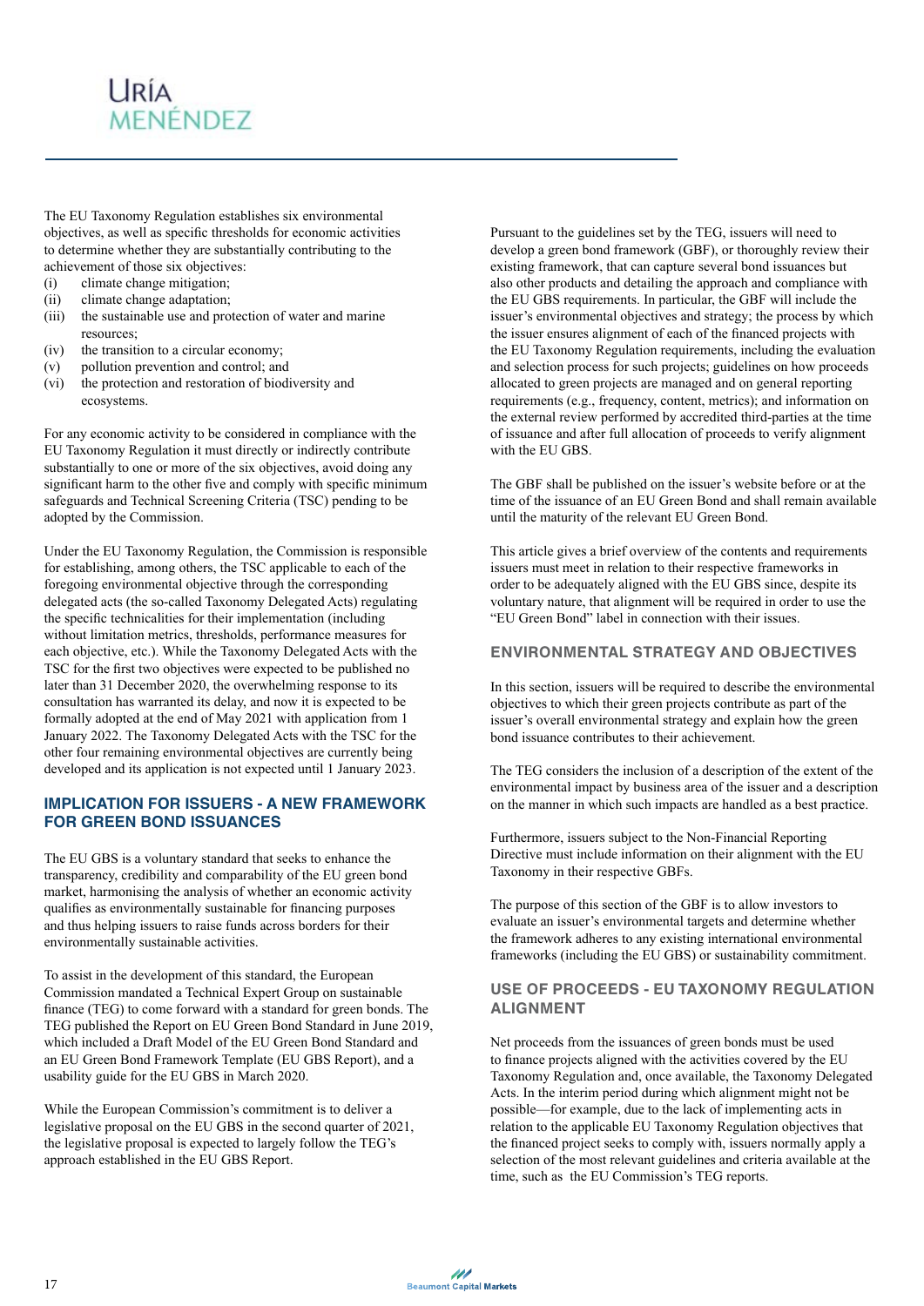The EU Taxonomy Regulation establishes six environmental objectives, as well as specific thresholds for economic activities to determine whether they are substantially contributing to the achievement of those six objectives:

(i) climate change mitigation;
(ii) climate change adaptation;
(iii) the sustainable use and protection of water and marine resources;
(iv) the transition to a circular economy;
(v) pollution prevention and control; and
(vi) the protection and restoration of biodiversity and ecosystems.

For any economic activity to be considered in compliance with the EU Taxonomy Regulation it must directly or indirectly contribute substantially to one or more of the six objectives, avoid doing any significant harm to the other five and comply with specific minimum safeguards and Technical Screening Criteria (TSC) pending to be adopted by the Commission.

Under the EU Taxonomy Regulation, the Commission is responsible for establishing, among others, the TSC applicable to each of the foregoing environmental objective through the corresponding delegated acts (the so-called Taxonomy Delegated Acts) regulating the specific technicalities for their implementation (including without limitation metrics, thresholds, performance measures for each objective, etc.). While the Taxonomy Delegated Acts with the TSC for the first two objectives were expected to be published no later than 31 December 2020, the overwhelming response to its consultation has warranted its delay, and now it is expected to be formally adopted at the end of May 2021 with application from 1 January 2022. The Taxonomy Delegated Acts with the TSC for the other four remaining environmental objectives are currently being developed and its application is not expected until 1 January 2023.

## IMPLICATION FOR ISSUERS - A NEW FRAMEWORK FOR GREEN BOND ISSUANCES

The EU GBS is a voluntary standard that seeks to enhance the transparency, credibility and comparability of the EU green bond market, harmonising the analysis of whether an economic activity qualifies as environmentally sustainable for financing purposes and thus helping issuers to raise funds across borders for their environmentally sustainable activities.

To assist in the development of this standard, the European Commission mandated a Technical Expert Group on sustainable finance (TEG) to come forward with a standard for green bonds. The TEG published the Report on EU Green Bond Standard in June 2019, which included a Draft Model of the EU Green Bond Standard and an EU Green Bond Framework Template (EU GBS Report), and a usability guide for the EU GBS in March 2020.

While the European Commission's commitment is to deliver a legislative proposal on the EU GBS in the second quarter of 2021, the legislative proposal is expected to largely follow the TEG's approach established in the EU GBS Report.

Pursuant to the guidelines set by the TEG, issuers will need to develop a green bond framework (GBF), or thoroughly review their existing framework, that can capture several bond issuances but also other products and detailing the approach and compliance with the EU GBS requirements. In particular, the GBF will include the issuer's environmental objectives and strategy; the process by which the issuer ensures alignment of each of the financed projects with the EU Taxonomy Regulation requirements, including the evaluation and selection process for such projects; guidelines on how proceeds allocated to green projects are managed and on general reporting requirements (e.g., frequency, content, metrics); and information on the external review performed by accredited third-parties at the time of issuance and after full allocation of proceeds to verify alignment with the EU GBS.

The GBF shall be published on the issuer's website before or at the time of the issuance of an EU Green Bond and shall remain available until the maturity of the relevant EU Green Bond.

This article gives a brief overview of the contents and requirements issuers must meet in relation to their respective frameworks in order to be adequately aligned with the EU GBS since, despite its voluntary nature, that alignment will be required in order to use the "EU Green Bond" label in connection with their issues.

## ENVIRONMENTAL STRATEGY AND OBJECTIVES

In this section, issuers will be required to describe the environmental objectives to which their green projects contribute as part of the issuer's overall environmental strategy and explain how the green bond issuance contributes to their achievement.

The TEG considers the inclusion of a description of the extent of the environmental impact by business area of the issuer and a description on the manner in which such impacts are handled as a best practice.

Furthermore, issuers subject to the Non-Financial Reporting Directive must include information on their alignment with the EU Taxonomy in their respective GBFs.

The purpose of this section of the GBF is to allow investors to evaluate an issuer's environmental targets and determine whether the framework adheres to any existing international environmental frameworks (including the EU GBS) or sustainability commitment.

## USE OF PROCEEDS - EU TAXONOMY REGULATION ALIGNMENT

Net proceeds from the issuances of green bonds must be used to finance projects aligned with the activities covered by the EU Taxonomy Regulation and, once available, the Taxonomy Delegated Acts. In the interim period during which alignment might not be possible—for example, due to the lack of implementing acts in relation to the applicable EU Taxonomy Regulation objectives that the financed project seeks to comply with, issuers normally apply a selection of the most relevant guidelines and criteria available at the time, such as the EU Commission's TEG reports.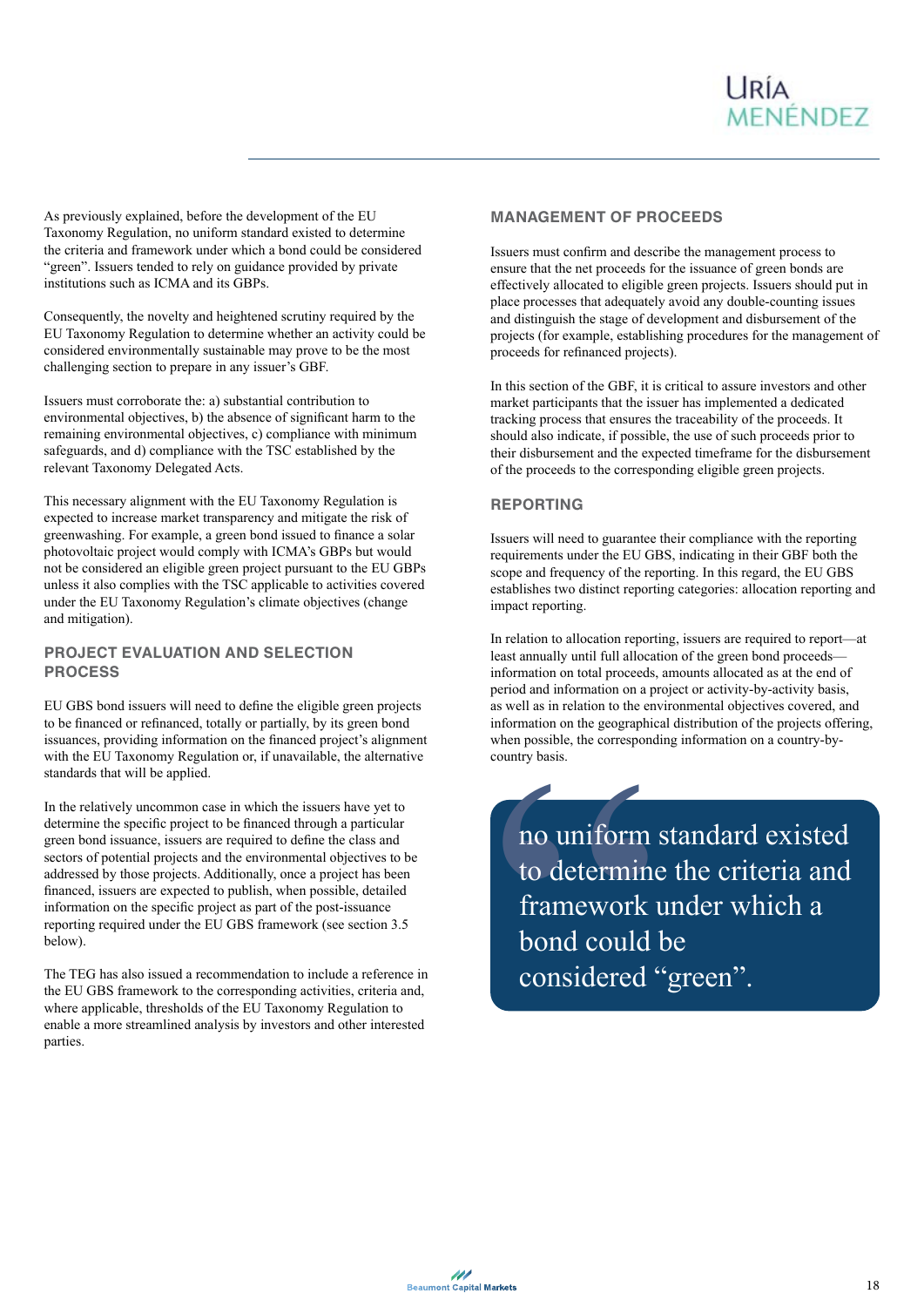As previously explained, before the development of the EU Taxonomy Regulation, no uniform standard existed to determine the criteria and framework under which a bond could be considered "green". Issuers tended to rely on guidance provided by private institutions such as ICMA and its GBPs.

Consequently, the novelty and heightened scrutiny required by the EU Taxonomy Regulation to determine whether an activity could be considered environmentally sustainable may prove to be the most challenging section to prepare in any issuer's GBF.

Issuers must corroborate the: a) substantial contribution to environmental objectives, b) the absence of significant harm to the remaining environmental objectives, c) compliance with minimum safeguards, and d) compliance with the TSC established by the relevant Taxonomy Delegated Acts.

This necessary alignment with the EU Taxonomy Regulation is expected to increase market transparency and mitigate the risk of greenwashing. For example, a green bond issued to finance a solar photovoltaic project would comply with ICMA's GBPs but would not be considered an eligible green project pursuant to the EU GBPs unless it also complies with the TSC applicable to activities covered under the EU Taxonomy Regulation's climate objectives (change and mitigation).

### PROJECT EVALUATION AND SELECTION PROCESS

EU GBS bond issuers will need to define the eligible green projects to be financed or refinanced, totally or partially, by its green bond issuances, providing information on the financed project's alignment with the EU Taxonomy Regulation or, if unavailable, the alternative standards that will be applied.

In the relatively uncommon case in which the issuers have yet to determine the specific project to be financed through a particular green bond issuance, issuers are required to define the class and sectors of potential projects and the environmental objectives to be addressed by those projects. Additionally, once a project has been financed, issuers are expected to publish, when possible, detailed information on the specific project as part of the post-issuance reporting required under the EU GBS framework (see section 3.5 below).

The TEG has also issued a recommendation to include a reference in the EU GBS framework to the corresponding activities, criteria and, where applicable, thresholds of the EU Taxonomy Regulation to enable a more streamlined analysis by investors and other interested parties.

### MANAGEMENT OF PROCEEDS

Issuers must confirm and describe the management process to ensure that the net proceeds for the issuance of green bonds are effectively allocated to eligible green projects. Issuers should put in place processes that adequately avoid any double-counting issues and distinguish the stage of development and disbursement of the projects (for example, establishing procedures for the management of proceeds for refinanced projects).

In this section of the GBF, it is critical to assure investors and other market participants that the issuer has implemented a dedicated tracking process that ensures the traceability of the proceeds. It should also indicate, if possible, the use of such proceeds prior to their disbursement and the expected timeframe for the disbursement of the proceeds to the corresponding eligible green projects.

### REPORTING

Issuers will need to guarantee their compliance with the reporting requirements under the EU GBS, indicating in their GBF both the scope and frequency of the reporting. In this regard, the EU GBS establishes two distinct reporting categories: allocation reporting and impact reporting.

In relation to allocation reporting, issuers are required to report—at least annually until full allocation of the green bond proceeds—information on total proceeds, amounts allocated as at the end of period and information on a project or activity-by-activity basis, as well as in relation to the environmental objectives covered, and information on the geographical distribution of the projects offering, when possible, the corresponding information on a country-by-country basis.

> no uniform standard existed to determine the criteria and framework under which a bond could be considered "green".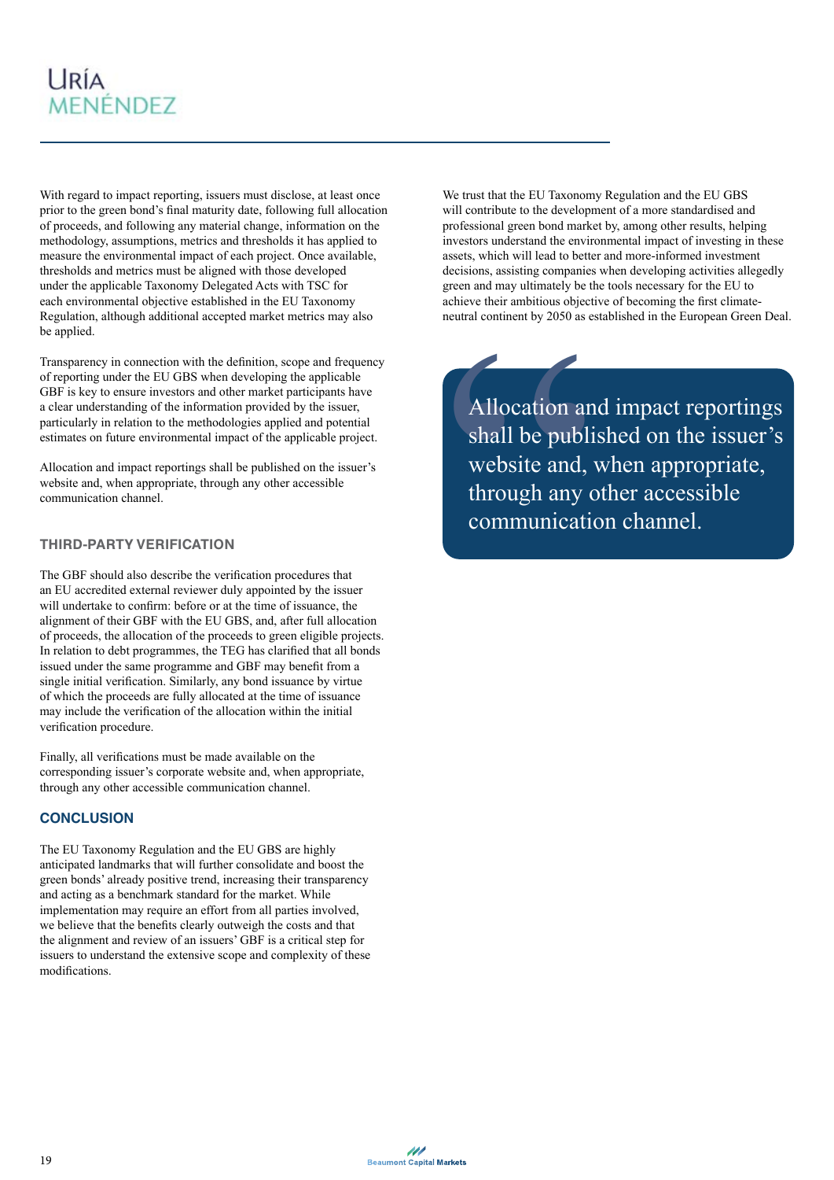With regard to impact reporting, issuers must disclose, at least once prior to the green bond's final maturity date, following full allocation of proceeds, and following any material change, information on the methodology, assumptions, metrics and thresholds it has applied to measure the environmental impact of each project. Once available, thresholds and metrics must be aligned with those developed under the applicable Taxonomy Delegated Acts with TSC for each environmental objective established in the EU Taxonomy Regulation, although additional accepted market metrics may also be applied.

Transparency in connection with the definition, scope and frequency of reporting under the EU GBS when developing the applicable GBF is key to ensure investors and other market participants have a clear understanding of the information provided by the issuer, particularly in relation to the methodologies applied and potential estimates on future environmental impact of the applicable project.

Allocation and impact reportings shall be published on the issuer's website and, when appropriate, through any other accessible communication channel.

### THIRD-PARTY VERIFICATION

The GBF should also describe the verification procedures that an EU accredited external reviewer duly appointed by the issuer will undertake to confirm: before or at the time of issuance, the alignment of their GBF with the EU GBS, and, after full allocation of proceeds, the allocation of the proceeds to green eligible projects. In relation to debt programmes, the TEG has clarified that all bonds issued under the same programme and GBF may benefit from a single initial verification. Similarly, any bond issuance by virtue of which the proceeds are fully allocated at the time of issuance may include the verification of the allocation within the initial verification procedure.

Finally, all verifications must be made available on the corresponding issuer's corporate website and, when appropriate, through any other accessible communication channel.

### CONCLUSION

The EU Taxonomy Regulation and the EU GBS are highly anticipated landmarks that will further consolidate and boost the green bonds' already positive trend, increasing their transparency and acting as a benchmark standard for the market. While implementation may require an effort from all parties involved, we believe that the benefits clearly outweigh the costs and that the alignment and review of an issuers' GBF is a critical step for issuers to understand the extensive scope and complexity of these modifications.

We trust that the EU Taxonomy Regulation and the EU GBS will contribute to the development of a more standardised and professional green bond market by, among other results, helping investors understand the environmental impact of investing in these assets, which will lead to better and more-informed investment decisions, assisting companies when developing activities allegedly green and may ultimately be the tools necessary for the EU to achieve their ambitious objective of becoming the first climate-neutral continent by 2050 as established in the European Green Deal.

> Allocation and impact reportings shall be published on the issuer's website and, when appropriate, through any other accessible communication channel.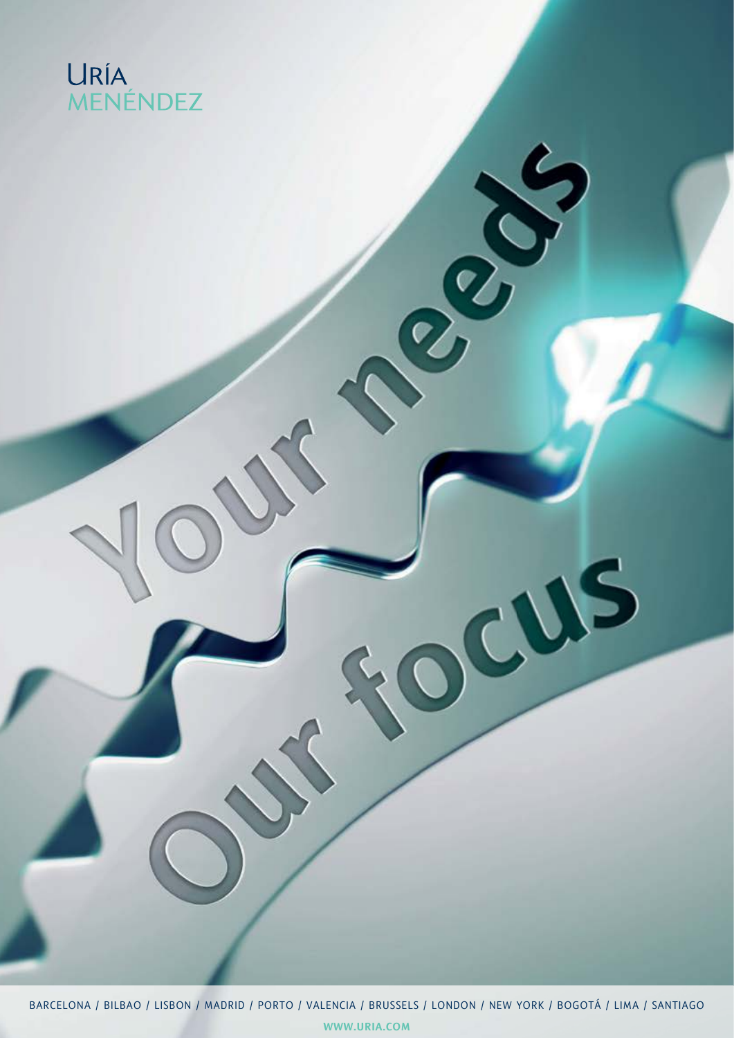URÍA
MENÉNDEZ

Your needs

Our focus

BARCELONA / BILBAO / LISBON / MADRID / PORTO / VALENCIA / BRUSSELS / LONDON / NEW YORK / BOGOTÁ / LIMA / SANTIAGO

WWW.URIA.COM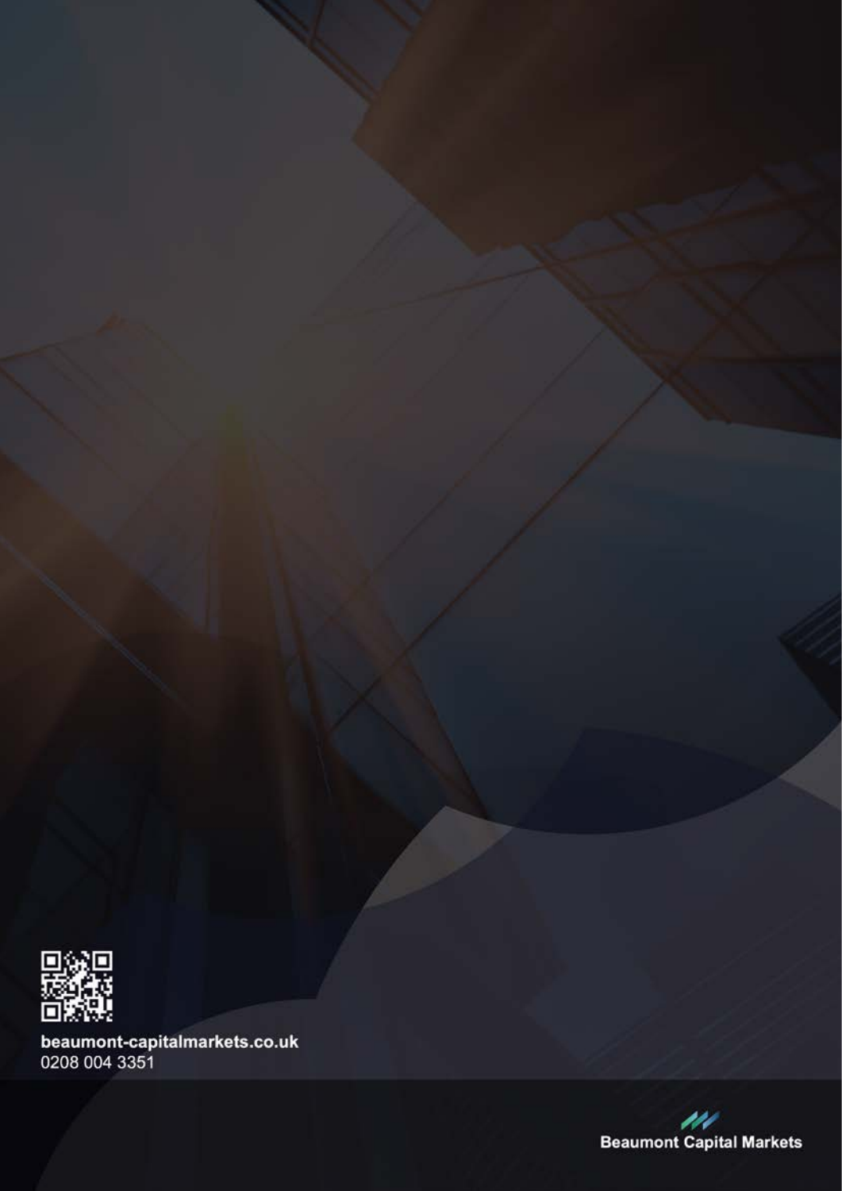beaumont-capitalmarkets.co.uk
0208 004 3351

Beaumont Capital Markets